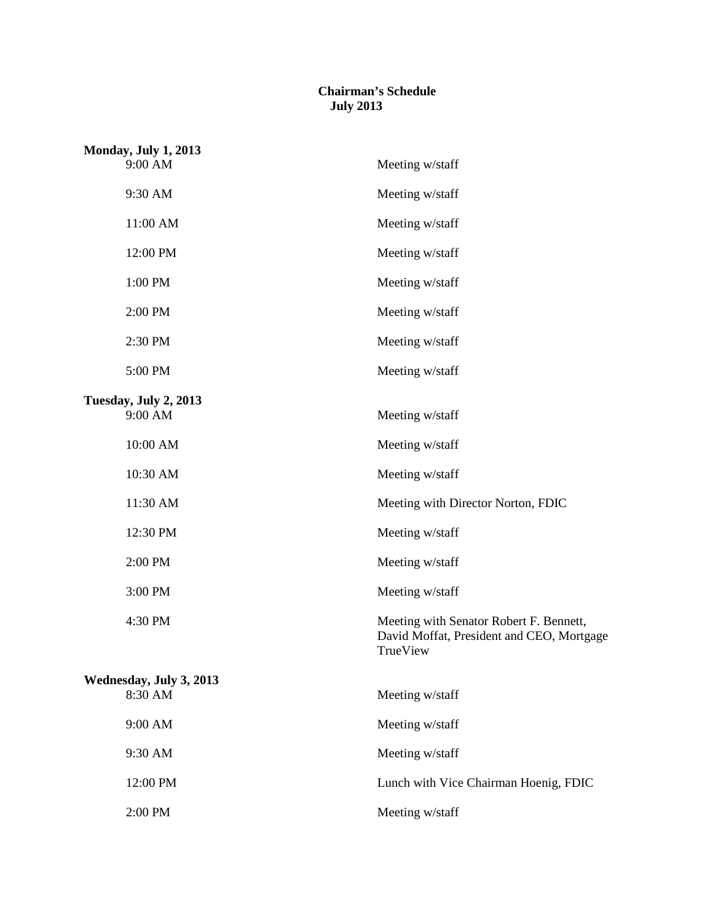# Chairman's Schedule
## July 2013

**Monday, July 1, 2013**

| | |
|---|---|
| 9:00 AM | Meeting w/staff |
| 9:30 AM | Meeting w/staff |
| 11:00 AM | Meeting w/staff |
| 12:00 PM | Meeting w/staff |
| 1:00 PM | Meeting w/staff |
| 2:00 PM | Meeting w/staff |
| 2:30 PM | Meeting w/staff |
| 5:00 PM | Meeting w/staff |

**Tuesday, July 2, 2013**

| | |
|---|---|
| 9:00 AM | Meeting w/staff |
| 10:00 AM | Meeting w/staff |
| 10:30 AM | Meeting w/staff |
| 11:30 AM | Meeting with Director Norton, FDIC |
| 12:30 PM | Meeting w/staff |
| 2:00 PM | Meeting w/staff |
| 3:00 PM | Meeting w/staff |
| 4:30 PM | Meeting with Senator Robert F. Bennett, David Moffat, President and CEO, Mortgage TrueView |

**Wednesday, July 3, 2013**

| | |
|---|---|
| 8:30 AM | Meeting w/staff |
| 9:00 AM | Meeting w/staff |
| 9:30 AM | Meeting w/staff |
| 12:00 PM | Lunch with Vice Chairman Hoenig, FDIC |
| 2:00 PM | Meeting w/staff |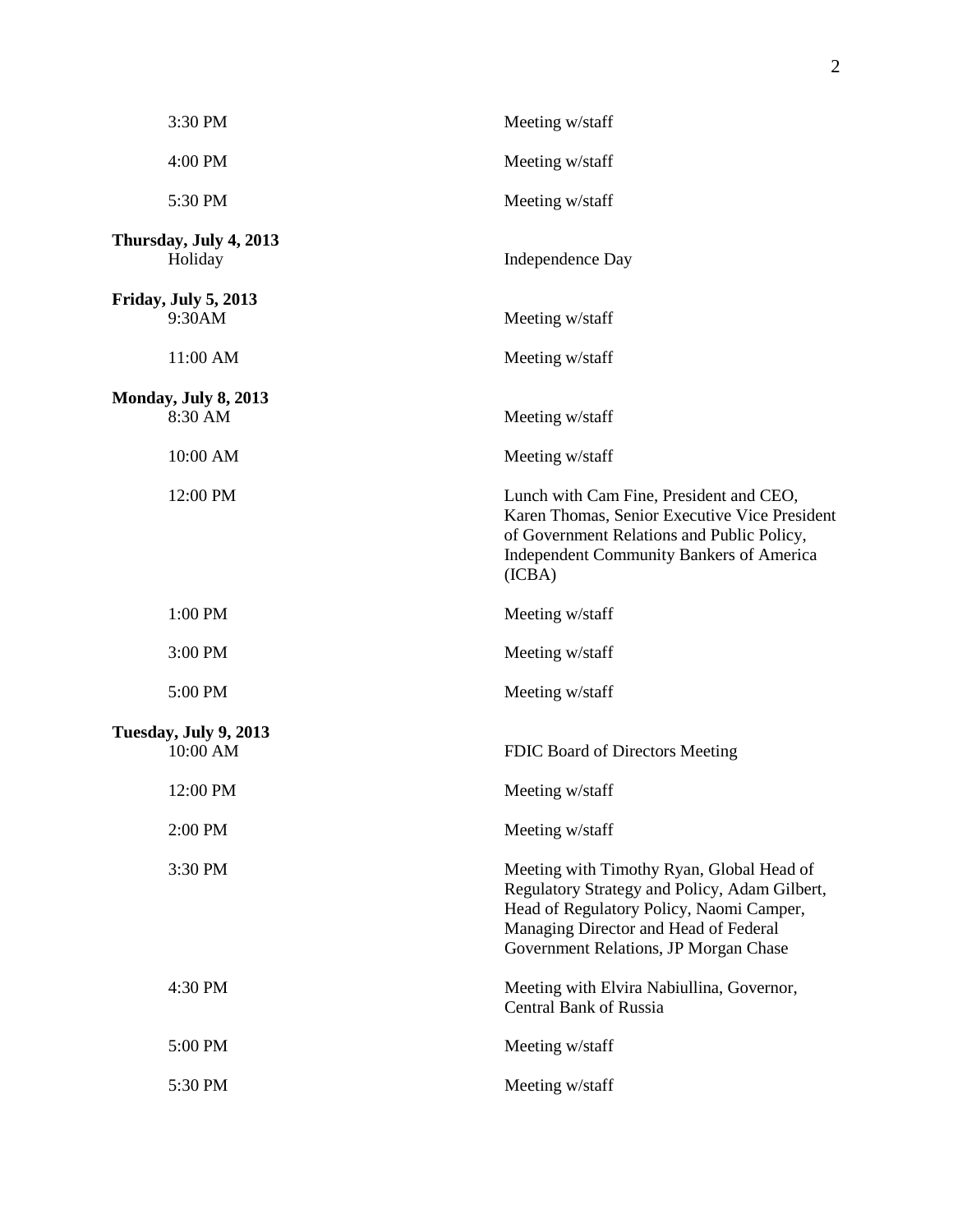| | |
|---|---|
| 3:30 PM | Meeting w/staff |
| 4:00 PM | Meeting w/staff |
| 5:30 PM | Meeting w/staff |

**Thursday, July 4, 2013**

| | |
|---|---|
| Holiday | Independence Day |

**Friday, July 5, 2013**

| | |
|---|---|
| 9:30AM | Meeting w/staff |
| 11:00 AM | Meeting w/staff |

**Monday, July 8, 2013**

| | |
|---|---|
| 8:30 AM | Meeting w/staff |
| 10:00 AM | Meeting w/staff |
| 12:00 PM | Lunch with Cam Fine, President and CEO, Karen Thomas, Senior Executive Vice President of Government Relations and Public Policy, Independent Community Bankers of America (ICBA) |
| 1:00 PM | Meeting w/staff |
| 3:00 PM | Meeting w/staff |
| 5:00 PM | Meeting w/staff |

**Tuesday, July 9, 2013**

| | |
|---|---|
| 10:00 AM | FDIC Board of Directors Meeting |
| 12:00 PM | Meeting w/staff |
| 2:00 PM | Meeting w/staff |
| 3:30 PM | Meeting with Timothy Ryan, Global Head of Regulatory Strategy and Policy, Adam Gilbert, Head of Regulatory Policy, Naomi Camper, Managing Director and Head of Federal Government Relations, JP Morgan Chase |
| 4:30 PM | Meeting with Elvira Nabiullina, Governor, Central Bank of Russia |
| 5:00 PM | Meeting w/staff |
| 5:30 PM | Meeting w/staff |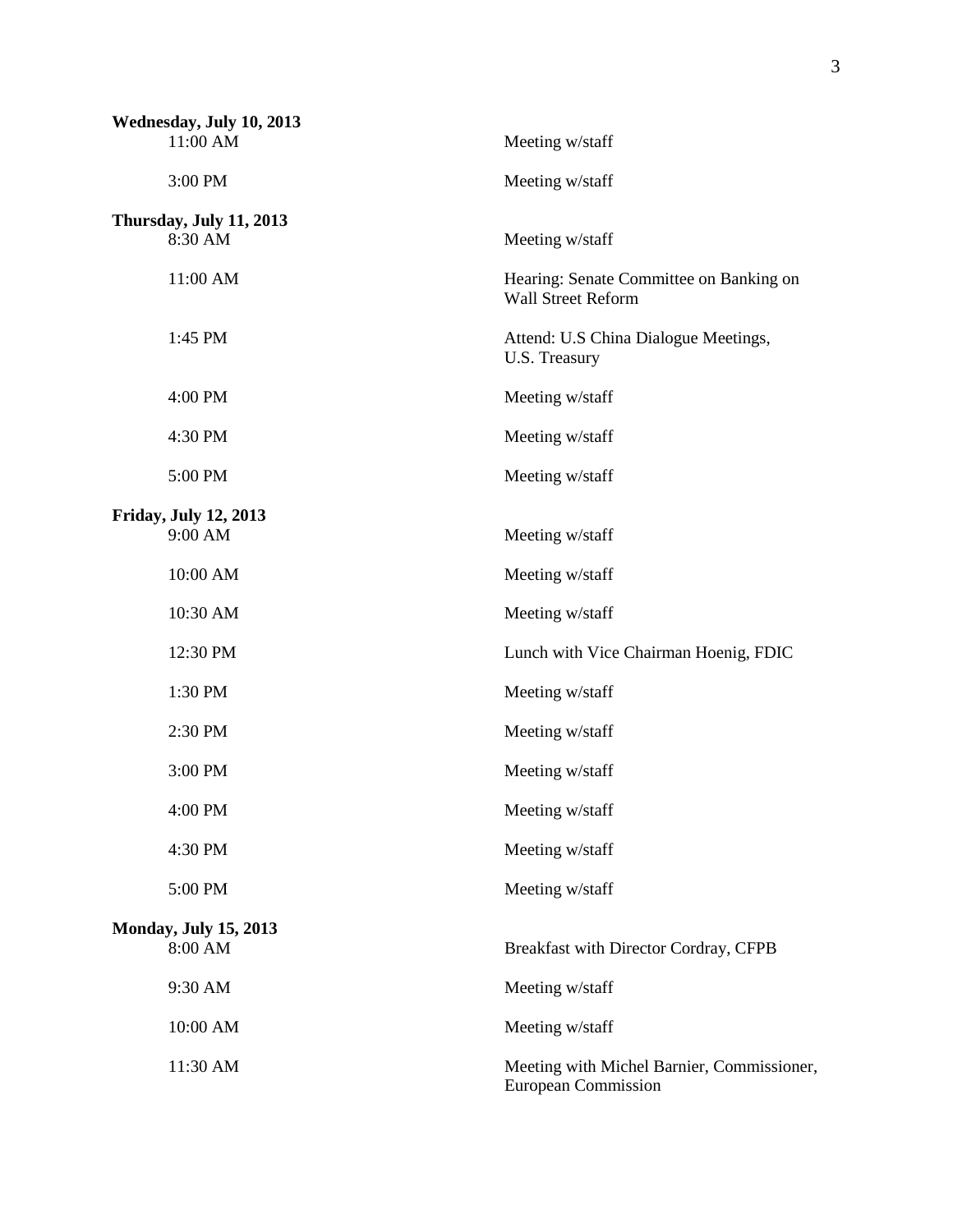**Wednesday, July 10, 2013**

| | |
|---|---|
| 11:00 AM | Meeting w/staff |
| 3:00 PM | Meeting w/staff |

**Thursday, July 11, 2013**

| | |
|---|---|
| 8:30 AM | Meeting w/staff |
| 11:00 AM | Hearing: Senate Committee on Banking on Wall Street Reform |
| 1:45 PM | Attend: U.S China Dialogue Meetings, U.S. Treasury |
| 4:00 PM | Meeting w/staff |
| 4:30 PM | Meeting w/staff |
| 5:00 PM | Meeting w/staff |

**Friday, July 12, 2013**

| | |
|---|---|
| 9:00 AM | Meeting w/staff |
| 10:00 AM | Meeting w/staff |
| 10:30 AM | Meeting w/staff |
| 12:30 PM | Lunch with Vice Chairman Hoenig, FDIC |
| 1:30 PM | Meeting w/staff |
| 2:30 PM | Meeting w/staff |
| 3:00 PM | Meeting w/staff |
| 4:00 PM | Meeting w/staff |
| 4:30 PM | Meeting w/staff |
| 5:00 PM | Meeting w/staff |

**Monday, July 15, 2013**

| | |
|---|---|
| 8:00 AM | Breakfast with Director Cordray, CFPB |
| 9:30 AM | Meeting w/staff |
| 10:00 AM | Meeting w/staff |
| 11:30 AM | Meeting with Michel Barnier, Commissioner, European Commission |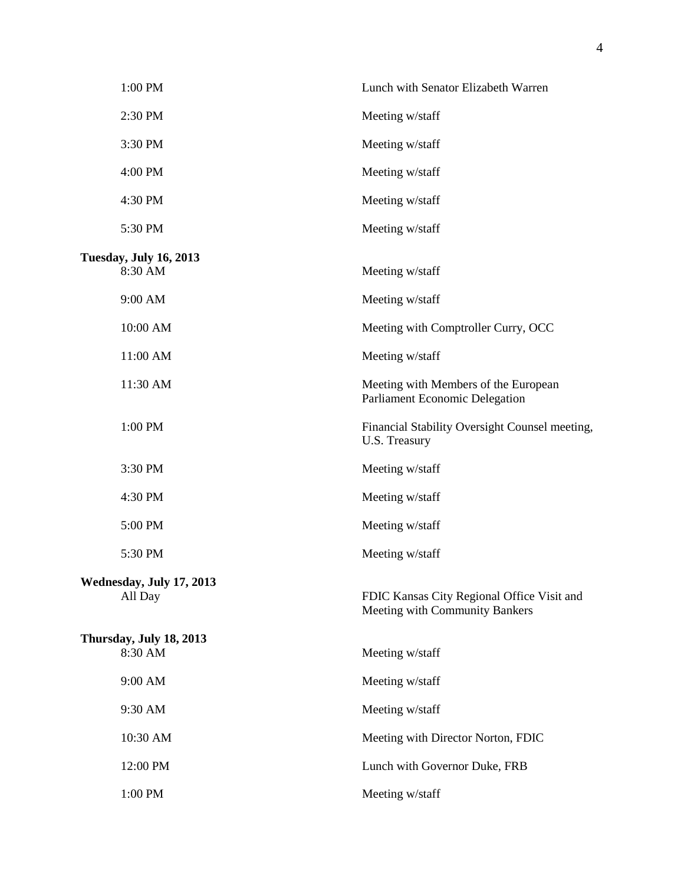| | |
|---|---|
| 1:00 PM | Lunch with Senator Elizabeth Warren |
| 2:30 PM | Meeting w/staff |
| 3:30 PM | Meeting w/staff |
| 4:00 PM | Meeting w/staff |
| 4:30 PM | Meeting w/staff |
| 5:30 PM | Meeting w/staff |

**Tuesday, July 16, 2013**

| | |
|---|---|
| 8:30 AM | Meeting w/staff |
| 9:00 AM | Meeting w/staff |
| 10:00 AM | Meeting with Comptroller Curry, OCC |
| 11:00 AM | Meeting w/staff |
| 11:30 AM | Meeting with Members of the European Parliament Economic Delegation |
| 1:00 PM | Financial Stability Oversight Counsel meeting, U.S. Treasury |
| 3:30 PM | Meeting w/staff |
| 4:30 PM | Meeting w/staff |
| 5:00 PM | Meeting w/staff |
| 5:30 PM | Meeting w/staff |

**Wednesday, July 17, 2013**

| | |
|---|---|
| All Day | FDIC Kansas City Regional Office Visit and Meeting with Community Bankers |

**Thursday, July 18, 2013**

| | |
|---|---|
| 8:30 AM | Meeting w/staff |
| 9:00 AM | Meeting w/staff |
| 9:30 AM | Meeting w/staff |
| 10:30 AM | Meeting with Director Norton, FDIC |
| 12:00 PM | Lunch with Governor Duke, FRB |
| 1:00 PM | Meeting w/staff |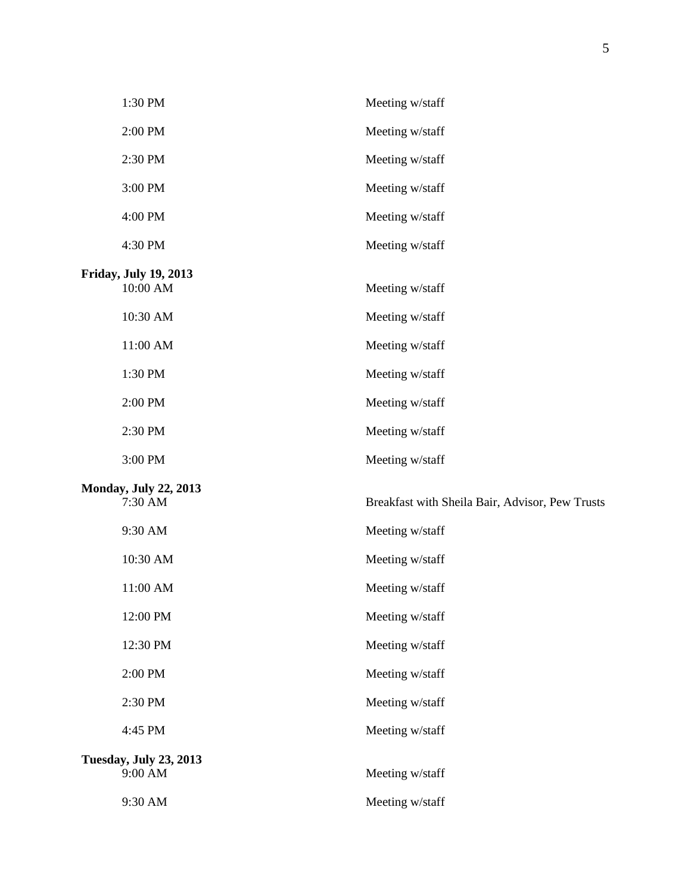| | |
|---|---|
| 1:30 PM | Meeting w/staff |
| 2:00 PM | Meeting w/staff |
| 2:30 PM | Meeting w/staff |
| 3:00 PM | Meeting w/staff |
| 4:00 PM | Meeting w/staff |
| 4:30 PM | Meeting w/staff |

**Friday, July 19, 2013**

| | |
|---|---|
| 10:00 AM | Meeting w/staff |
| 10:30 AM | Meeting w/staff |
| 11:00 AM | Meeting w/staff |
| 1:30 PM | Meeting w/staff |
| 2:00 PM | Meeting w/staff |
| 2:30 PM | Meeting w/staff |
| 3:00 PM | Meeting w/staff |

**Monday, July 22, 2013**

| | |
|---|---|
| 7:30 AM | Breakfast with Sheila Bair, Advisor, Pew Trusts |
| 9:30 AM | Meeting w/staff |
| 10:30 AM | Meeting w/staff |
| 11:00 AM | Meeting w/staff |
| 12:00 PM | Meeting w/staff |
| 12:30 PM | Meeting w/staff |
| 2:00 PM | Meeting w/staff |
| 2:30 PM | Meeting w/staff |
| 4:45 PM | Meeting w/staff |

**Tuesday, July 23, 2013**

| | |
|---|---|
| 9:00 AM | Meeting w/staff |
| 9:30 AM | Meeting w/staff |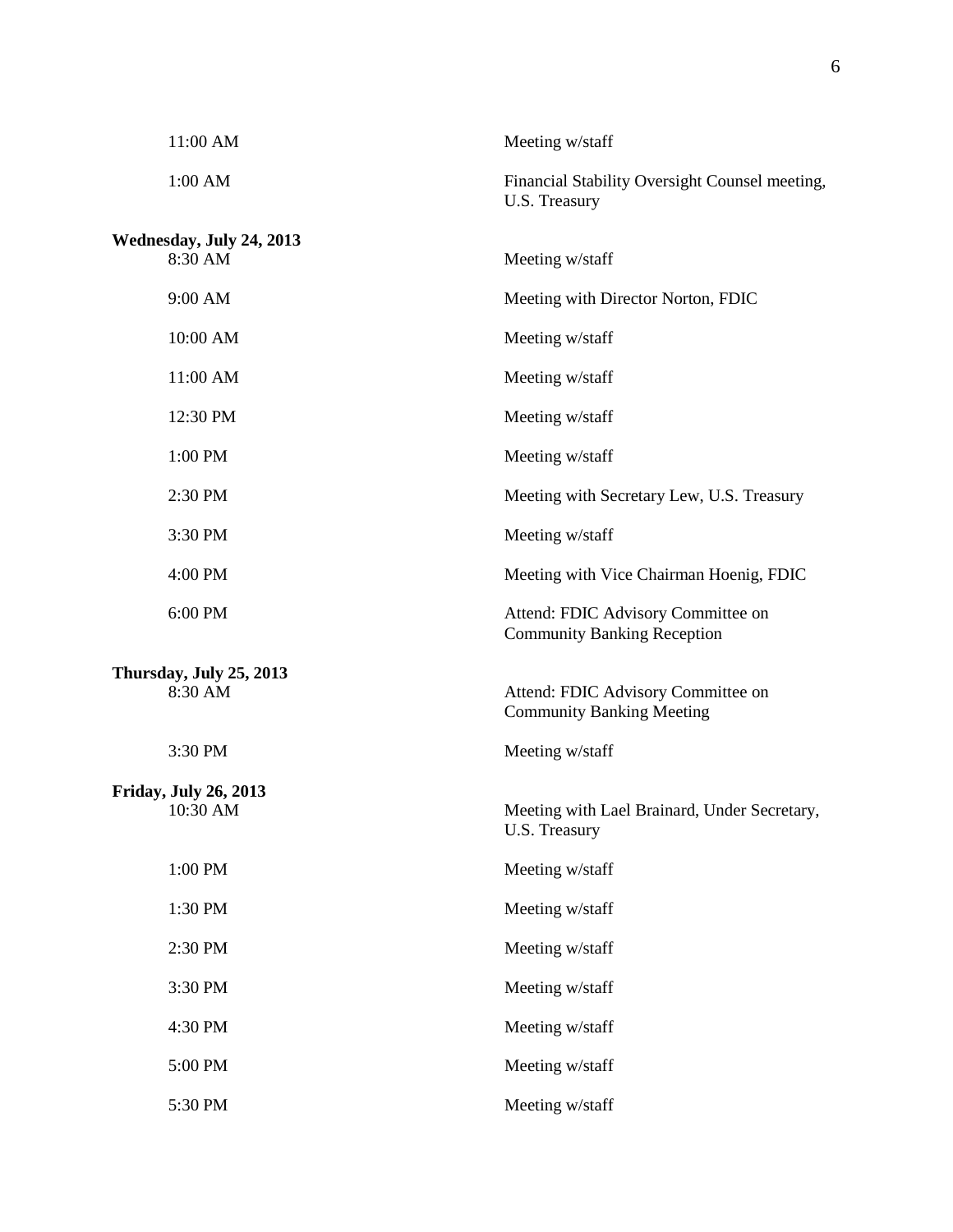| | |
|---|---|
| 11:00 AM | Meeting w/staff |
| 1:00 AM | Financial Stability Oversight Counsel meeting, U.S. Treasury |

**Wednesday, July 24, 2013**

| | |
|---|---|
| 8:30 AM | Meeting w/staff |
| 9:00 AM | Meeting with Director Norton, FDIC |
| 10:00 AM | Meeting w/staff |
| 11:00 AM | Meeting w/staff |
| 12:30 PM | Meeting w/staff |
| 1:00 PM | Meeting w/staff |
| 2:30 PM | Meeting with Secretary Lew, U.S. Treasury |
| 3:30 PM | Meeting w/staff |
| 4:00 PM | Meeting with Vice Chairman Hoenig, FDIC |
| 6:00 PM | Attend: FDIC Advisory Committee on Community Banking Reception |

**Thursday, July 25, 2013**

| | |
|---|---|
| 8:30 AM | Attend: FDIC Advisory Committee on Community Banking Meeting |
| 3:30 PM | Meeting w/staff |

**Friday, July 26, 2013**

| | |
|---|---|
| 10:30 AM | Meeting with Lael Brainard, Under Secretary, U.S. Treasury |
| 1:00 PM | Meeting w/staff |
| 1:30 PM | Meeting w/staff |
| 2:30 PM | Meeting w/staff |
| 3:30 PM | Meeting w/staff |
| 4:30 PM | Meeting w/staff |
| 5:00 PM | Meeting w/staff |
| 5:30 PM | Meeting w/staff |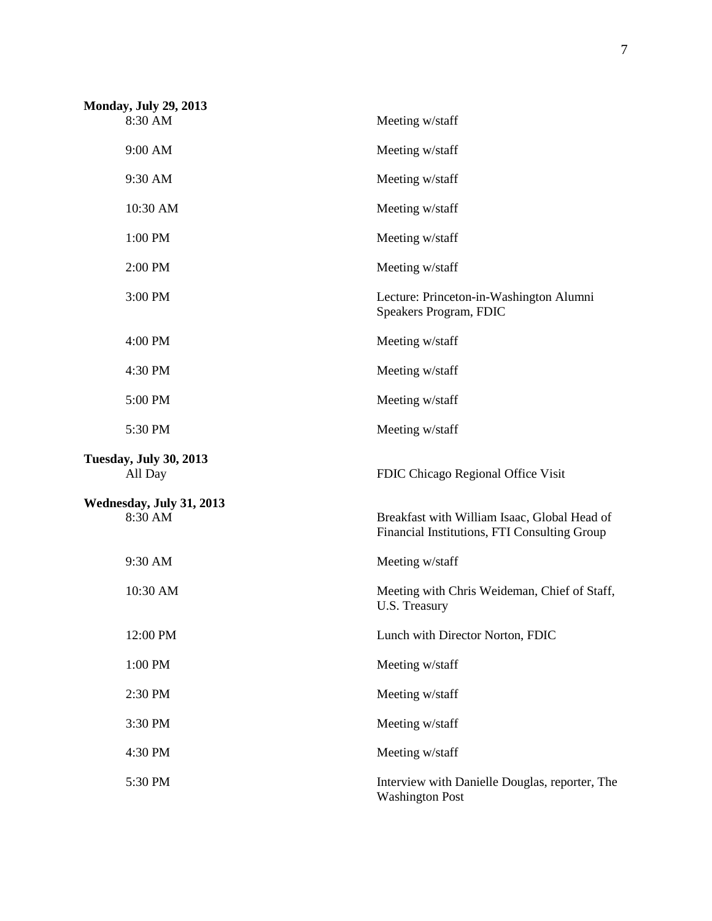**Monday, July 29, 2013**

| | |
|---|---|
| 8:30 AM | Meeting w/staff |
| 9:00 AM | Meeting w/staff |
| 9:30 AM | Meeting w/staff |
| 10:30 AM | Meeting w/staff |
| 1:00 PM | Meeting w/staff |
| 2:00 PM | Meeting w/staff |
| 3:00 PM | Lecture: Princeton-in-Washington Alumni Speakers Program, FDIC |
| 4:00 PM | Meeting w/staff |
| 4:30 PM | Meeting w/staff |
| 5:00 PM | Meeting w/staff |
| 5:30 PM | Meeting w/staff |

**Tuesday, July 30, 2013**

| | |
|---|---|
| All Day | FDIC Chicago Regional Office Visit |

**Wednesday, July 31, 2013**

| | |
|---|---|
| 8:30 AM | Breakfast with William Isaac, Global Head of Financial Institutions, FTI Consulting Group |
| 9:30 AM | Meeting w/staff |
| 10:30 AM | Meeting with Chris Weideman, Chief of Staff, U.S. Treasury |
| 12:00 PM | Lunch with Director Norton, FDIC |
| 1:00 PM | Meeting w/staff |
| 2:30 PM | Meeting w/staff |
| 3:30 PM | Meeting w/staff |
| 4:30 PM | Meeting w/staff |
| 5:30 PM | Interview with Danielle Douglas, reporter, The Washington Post |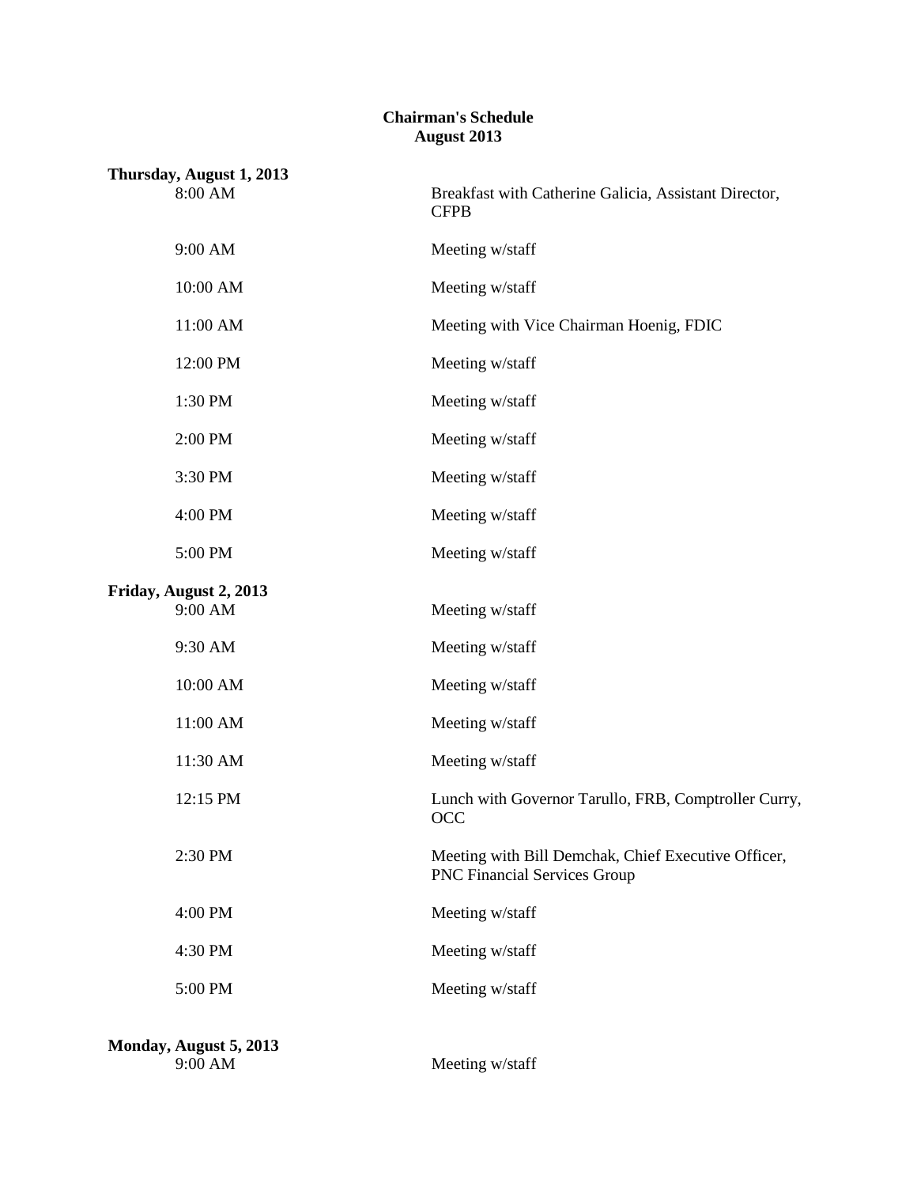**Chairman's Schedule**
**August 2013**

**Thursday, August 1, 2013**

| | |
|---|---|
| 8:00 AM | Breakfast with Catherine Galicia, Assistant Director, CFPB |
| 9:00 AM | Meeting w/staff |
| 10:00 AM | Meeting w/staff |
| 11:00 AM | Meeting with Vice Chairman Hoenig, FDIC |
| 12:00 PM | Meeting w/staff |
| 1:30 PM | Meeting w/staff |
| 2:00 PM | Meeting w/staff |
| 3:30 PM | Meeting w/staff |
| 4:00 PM | Meeting w/staff |
| 5:00 PM | Meeting w/staff |

**Friday, August 2, 2013**

| | |
|---|---|
| 9:00 AM | Meeting w/staff |
| 9:30 AM | Meeting w/staff |
| 10:00 AM | Meeting w/staff |
| 11:00 AM | Meeting w/staff |
| 11:30 AM | Meeting w/staff |
| 12:15 PM | Lunch with Governor Tarullo, FRB, Comptroller Curry, OCC |
| 2:30 PM | Meeting with Bill Demchak, Chief Executive Officer, PNC Financial Services Group |
| 4:00 PM | Meeting w/staff |
| 4:30 PM | Meeting w/staff |
| 5:00 PM | Meeting w/staff |

**Monday, August 5, 2013**

| | |
|---|---|
| 9:00 AM | Meeting w/staff |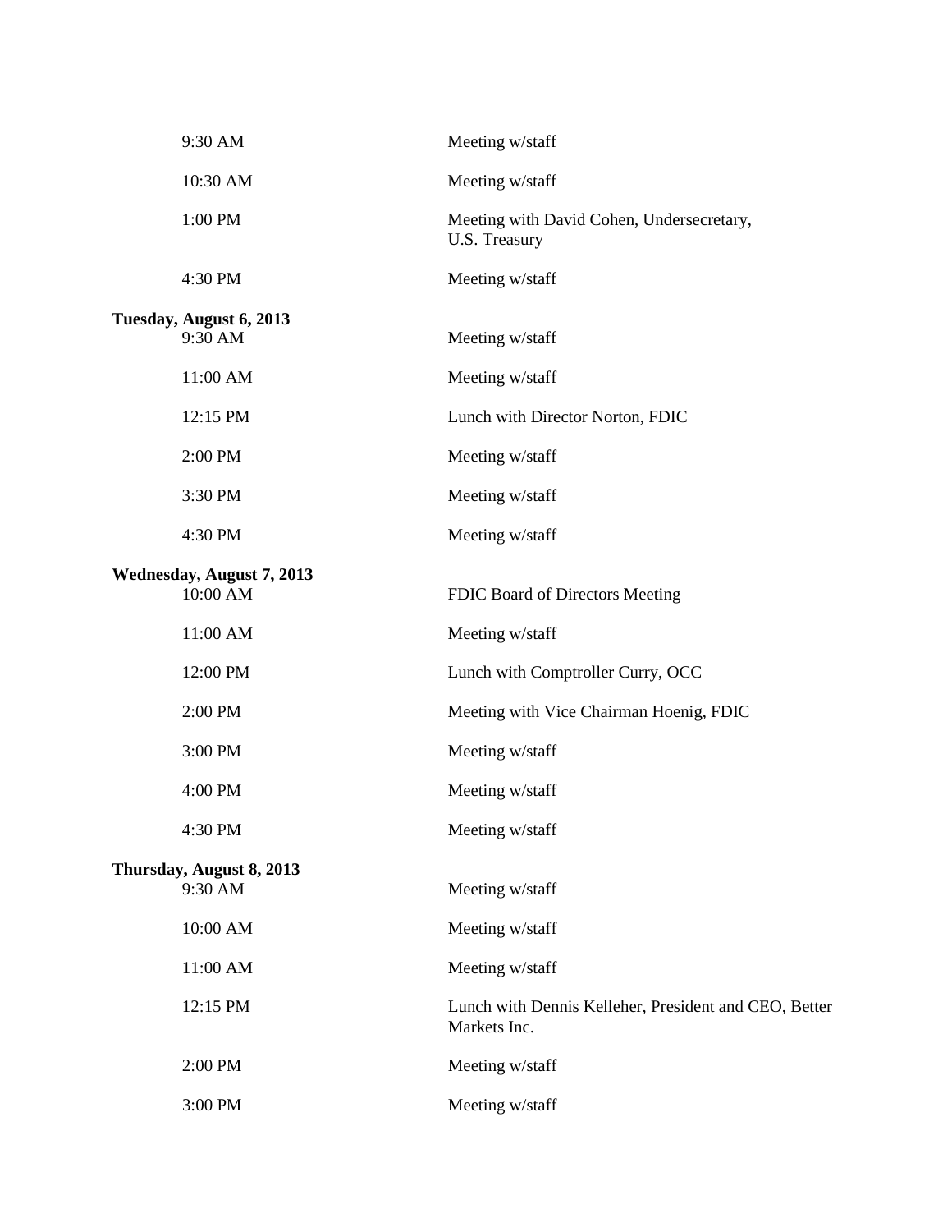| | |
|---|---|
| 9:30 AM | Meeting w/staff |
| 10:30 AM | Meeting w/staff |
| 1:00 PM | Meeting with David Cohen, Undersecretary, U.S. Treasury |
| 4:30 PM | Meeting w/staff |

**Tuesday, August 6, 2013**

| | |
|---|---|
| 9:30 AM | Meeting w/staff |
| 11:00 AM | Meeting w/staff |
| 12:15 PM | Lunch with Director Norton, FDIC |
| 2:00 PM | Meeting w/staff |
| 3:30 PM | Meeting w/staff |
| 4:30 PM | Meeting w/staff |

**Wednesday, August 7, 2013**

| | |
|---|---|
| 10:00 AM | FDIC Board of Directors Meeting |
| 11:00 AM | Meeting w/staff |
| 12:00 PM | Lunch with Comptroller Curry, OCC |
| 2:00 PM | Meeting with Vice Chairman Hoenig, FDIC |
| 3:00 PM | Meeting w/staff |
| 4:00 PM | Meeting w/staff |
| 4:30 PM | Meeting w/staff |

**Thursday, August 8, 2013**

| | |
|---|---|
| 9:30 AM | Meeting w/staff |
| 10:00 AM | Meeting w/staff |
| 11:00 AM | Meeting w/staff |
| 12:15 PM | Lunch with Dennis Kelleher, President and CEO, Better Markets Inc. |
| 2:00 PM | Meeting w/staff |
| 3:00 PM | Meeting w/staff |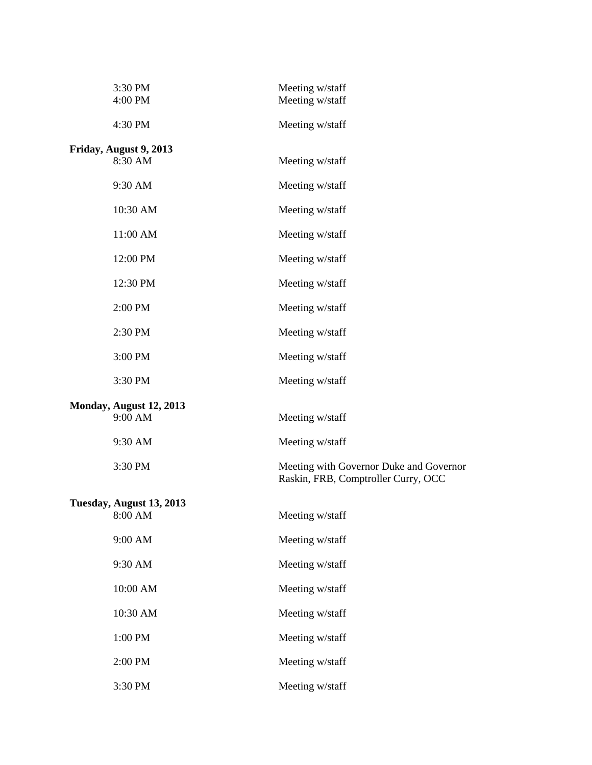| | |
|---|---|
| 3:30 PM | Meeting w/staff |
| 4:00 PM | Meeting w/staff |
| 4:30 PM | Meeting w/staff |

**Friday, August 9, 2013**

| | |
|---|---|
| 8:30 AM | Meeting w/staff |
| 9:30 AM | Meeting w/staff |
| 10:30 AM | Meeting w/staff |
| 11:00 AM | Meeting w/staff |
| 12:00 PM | Meeting w/staff |
| 12:30 PM | Meeting w/staff |
| 2:00 PM | Meeting w/staff |
| 2:30 PM | Meeting w/staff |
| 3:00 PM | Meeting w/staff |
| 3:30 PM | Meeting w/staff |

**Monday, August 12, 2013**

| | |
|---|---|
| 9:00 AM | Meeting w/staff |
| 9:30 AM | Meeting w/staff |
| 3:30 PM | Meeting with Governor Duke and Governor Raskin, FRB, Comptroller Curry, OCC |

**Tuesday, August 13, 2013**

| | |
|---|---|
| 8:00 AM | Meeting w/staff |
| 9:00 AM | Meeting w/staff |
| 9:30 AM | Meeting w/staff |
| 10:00 AM | Meeting w/staff |
| 10:30 AM | Meeting w/staff |
| 1:00 PM | Meeting w/staff |
| 2:00 PM | Meeting w/staff |
| 3:30 PM | Meeting w/staff |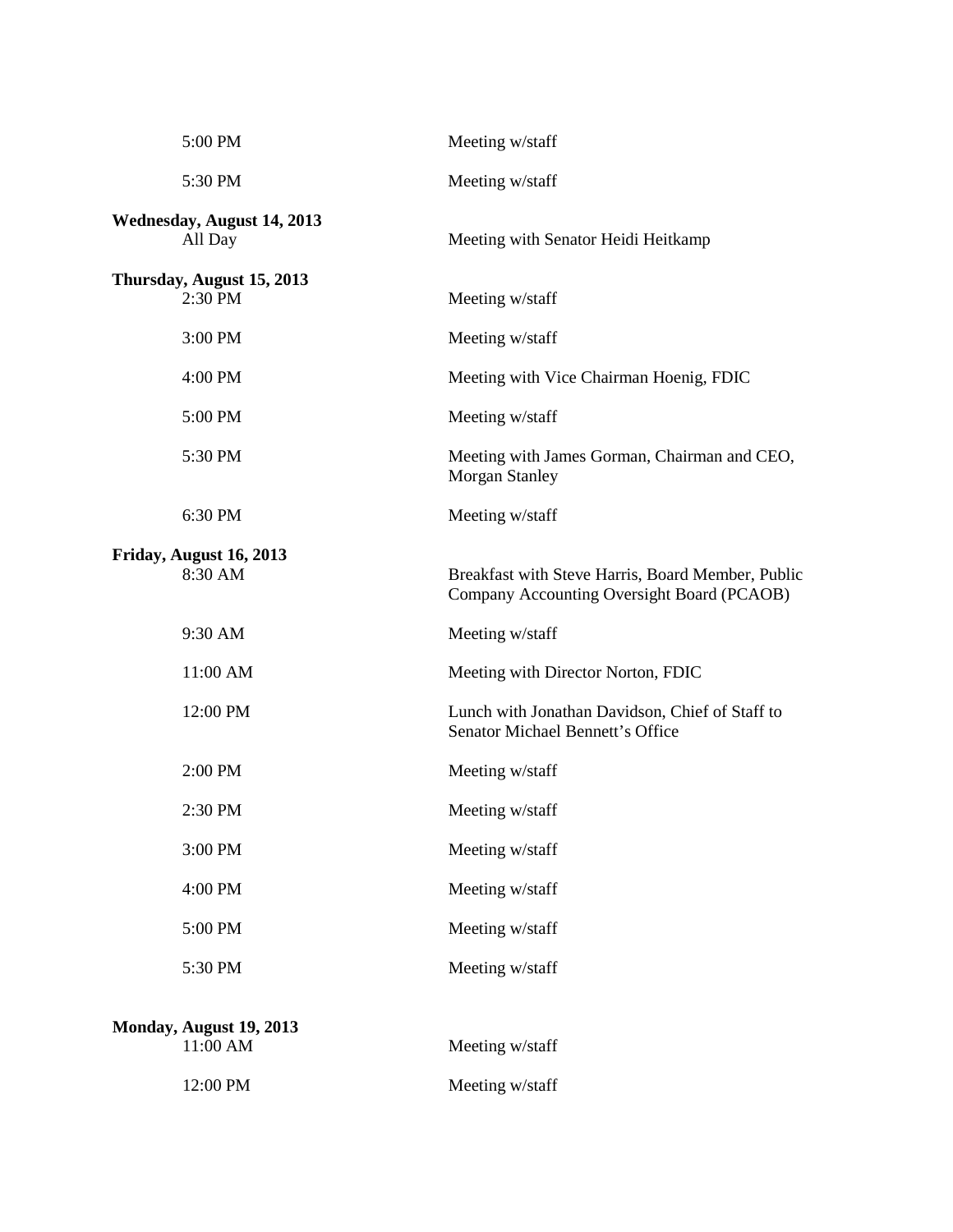| | |
|---|---|
| 5:00 PM | Meeting w/staff |
| 5:30 PM | Meeting w/staff |

**Wednesday, August 14, 2013**

| | |
|---|---|
| All Day | Meeting with Senator Heidi Heitkamp |

**Thursday, August 15, 2013**

| | |
|---|---|
| 2:30 PM | Meeting w/staff |
| 3:00 PM | Meeting w/staff |
| 4:00 PM | Meeting with Vice Chairman Hoenig, FDIC |
| 5:00 PM | Meeting w/staff |
| 5:30 PM | Meeting with James Gorman, Chairman and CEO, Morgan Stanley |
| 6:30 PM | Meeting w/staff |

**Friday, August 16, 2013**

| | |
|---|---|
| 8:30 AM | Breakfast with Steve Harris, Board Member, Public Company Accounting Oversight Board (PCAOB) |
| 9:30 AM | Meeting w/staff |
| 11:00 AM | Meeting with Director Norton, FDIC |
| 12:00 PM | Lunch with Jonathan Davidson, Chief of Staff to Senator Michael Bennett's Office |
| 2:00 PM | Meeting w/staff |
| 2:30 PM | Meeting w/staff |
| 3:00 PM | Meeting w/staff |
| 4:00 PM | Meeting w/staff |
| 5:00 PM | Meeting w/staff |
| 5:30 PM | Meeting w/staff |

**Monday, August 19, 2013**

| | |
|---|---|
| 11:00 AM | Meeting w/staff |
| 12:00 PM | Meeting w/staff |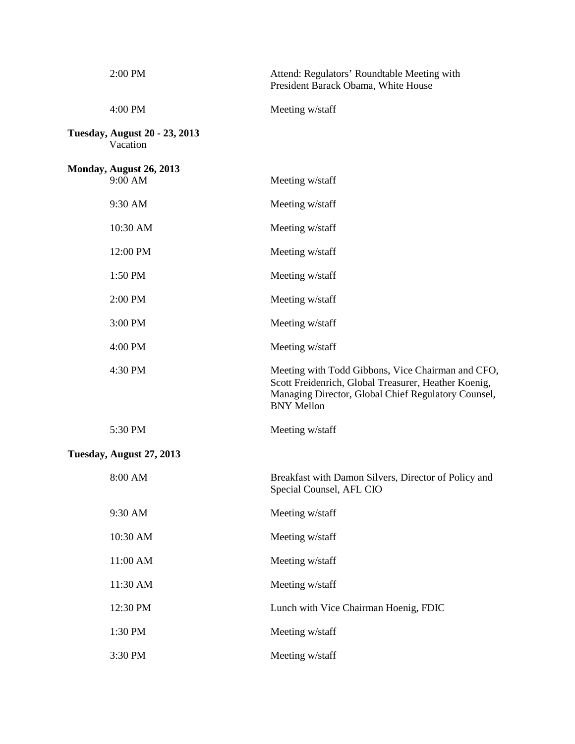| | |
|---|---|
| 2:00 PM | Attend: Regulators' Roundtable Meeting with President Barack Obama, White House |
| 4:00 PM | Meeting w/staff |

**Tuesday, August 20 - 23, 2013**
Vacation

**Monday, August 26, 2013**

| | |
|---|---|
| 9:00 AM | Meeting w/staff |
| 9:30 AM | Meeting w/staff |
| 10:30 AM | Meeting w/staff |
| 12:00 PM | Meeting w/staff |
| 1:50 PM | Meeting w/staff |
| 2:00 PM | Meeting w/staff |
| 3:00 PM | Meeting w/staff |
| 4:00 PM | Meeting w/staff |
| 4:30 PM | Meeting with Todd Gibbons, Vice Chairman and CFO, Scott Freidenrich, Global Treasurer, Heather Koenig, Managing Director, Global Chief Regulatory Counsel, BNY Mellon |
| 5:30 PM | Meeting w/staff |

**Tuesday, August 27, 2013**

| | |
|---|---|
| 8:00 AM | Breakfast with Damon Silvers, Director of Policy and Special Counsel, AFL CIO |
| 9:30 AM | Meeting w/staff |
| 10:30 AM | Meeting w/staff |
| 11:00 AM | Meeting w/staff |
| 11:30 AM | Meeting w/staff |
| 12:30 PM | Lunch with Vice Chairman Hoenig, FDIC |
| 1:30 PM | Meeting w/staff |
| 3:30 PM | Meeting w/staff |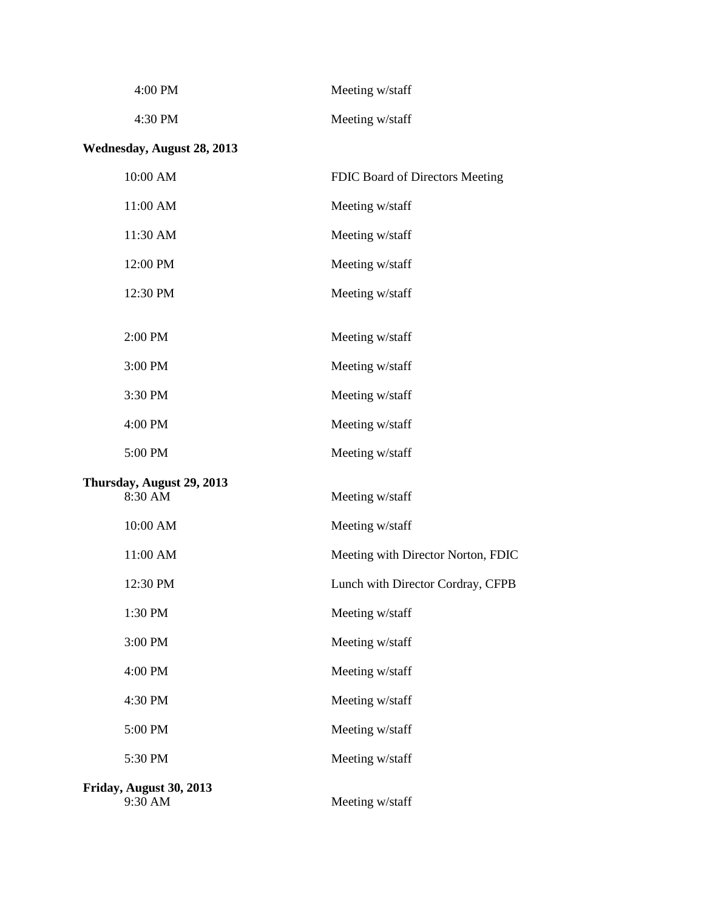| | |
|---|---|
| 4:00 PM | Meeting w/staff |
| 4:30 PM | Meeting w/staff |

**Wednesday, August 28, 2013**

| | |
|---|---|
| 10:00 AM | FDIC Board of Directors Meeting |
| 11:00 AM | Meeting w/staff |
| 11:30 AM | Meeting w/staff |
| 12:00 PM | Meeting w/staff |
| 12:30 PM | Meeting w/staff |
| 2:00 PM | Meeting w/staff |
| 3:00 PM | Meeting w/staff |
| 3:30 PM | Meeting w/staff |
| 4:00 PM | Meeting w/staff |
| 5:00 PM | Meeting w/staff |

**Thursday, August 29, 2013**

| | |
|---|---|
| 8:30 AM | Meeting w/staff |
| 10:00 AM | Meeting w/staff |
| 11:00 AM | Meeting with Director Norton, FDIC |
| 12:30 PM | Lunch with Director Cordray, CFPB |
| 1:30 PM | Meeting w/staff |
| 3:00 PM | Meeting w/staff |
| 4:00 PM | Meeting w/staff |
| 4:30 PM | Meeting w/staff |
| 5:00 PM | Meeting w/staff |
| 5:30 PM | Meeting w/staff |

**Friday, August 30, 2013**

| | |
|---|---|
| 9:30 AM | Meeting w/staff |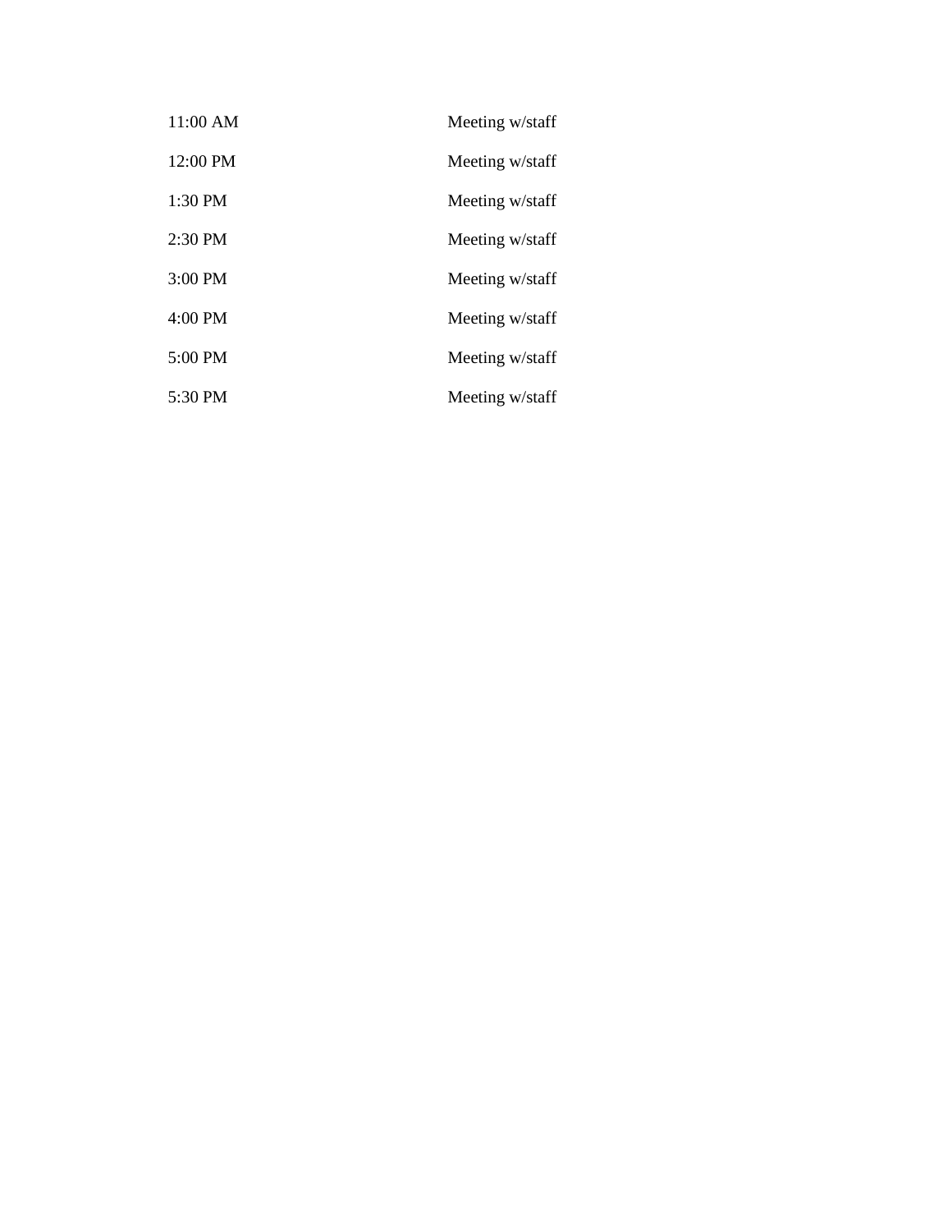| | |
|---|---|
| 11:00 AM | Meeting w/staff |
| 12:00 PM | Meeting w/staff |
| 1:30 PM | Meeting w/staff |
| 2:30 PM | Meeting w/staff |
| 3:00 PM | Meeting w/staff |
| 4:00 PM | Meeting w/staff |
| 5:00 PM | Meeting w/staff |
| 5:30 PM | Meeting w/staff |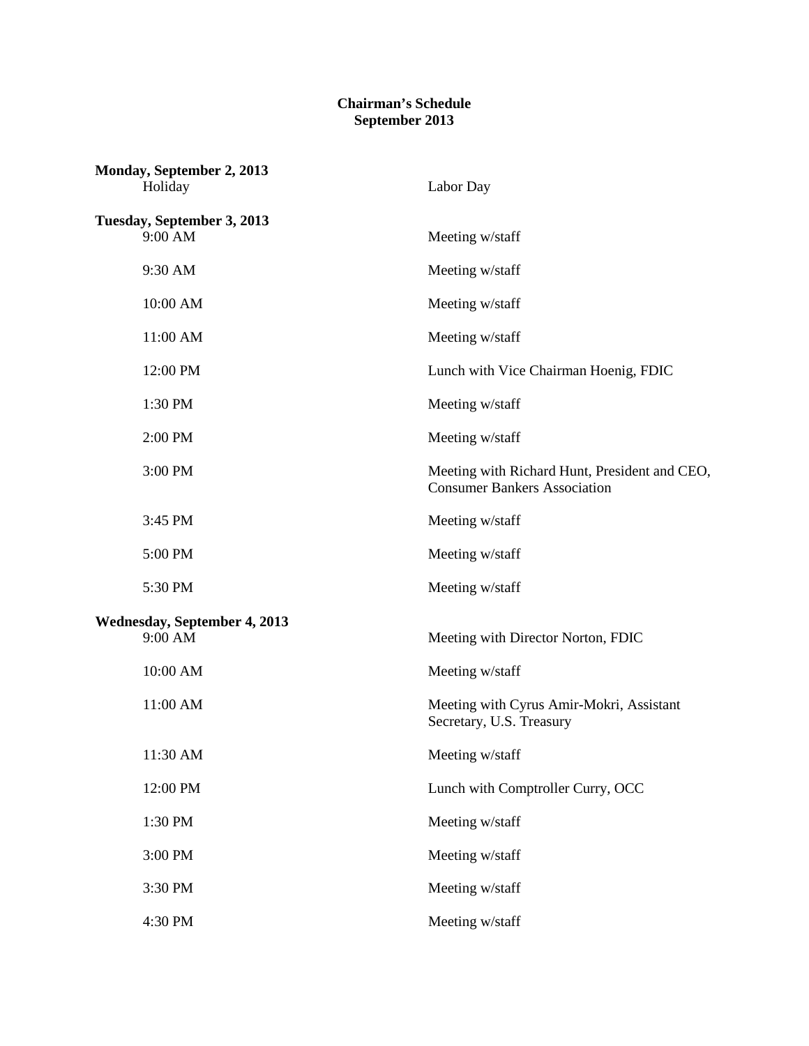**Chairman's Schedule**
**September 2013**

**Monday, September 2, 2013**

| | |
|---|---|
| Holiday | Labor Day |

**Tuesday, September 3, 2013**

| | |
|---|---|
| 9:00 AM | Meeting w/staff |
| 9:30 AM | Meeting w/staff |
| 10:00 AM | Meeting w/staff |
| 11:00 AM | Meeting w/staff |
| 12:00 PM | Lunch with Vice Chairman Hoenig, FDIC |
| 1:30 PM | Meeting w/staff |
| 2:00 PM | Meeting w/staff |
| 3:00 PM | Meeting with Richard Hunt, President and CEO, Consumer Bankers Association |
| 3:45 PM | Meeting w/staff |
| 5:00 PM | Meeting w/staff |
| 5:30 PM | Meeting w/staff |

**Wednesday, September 4, 2013**

| | |
|---|---|
| 9:00 AM | Meeting with Director Norton, FDIC |
| 10:00 AM | Meeting w/staff |
| 11:00 AM | Meeting with Cyrus Amir-Mokri, Assistant Secretary, U.S. Treasury |
| 11:30 AM | Meeting w/staff |
| 12:00 PM | Lunch with Comptroller Curry, OCC |
| 1:30 PM | Meeting w/staff |
| 3:00 PM | Meeting w/staff |
| 3:30 PM | Meeting w/staff |
| 4:30 PM | Meeting w/staff |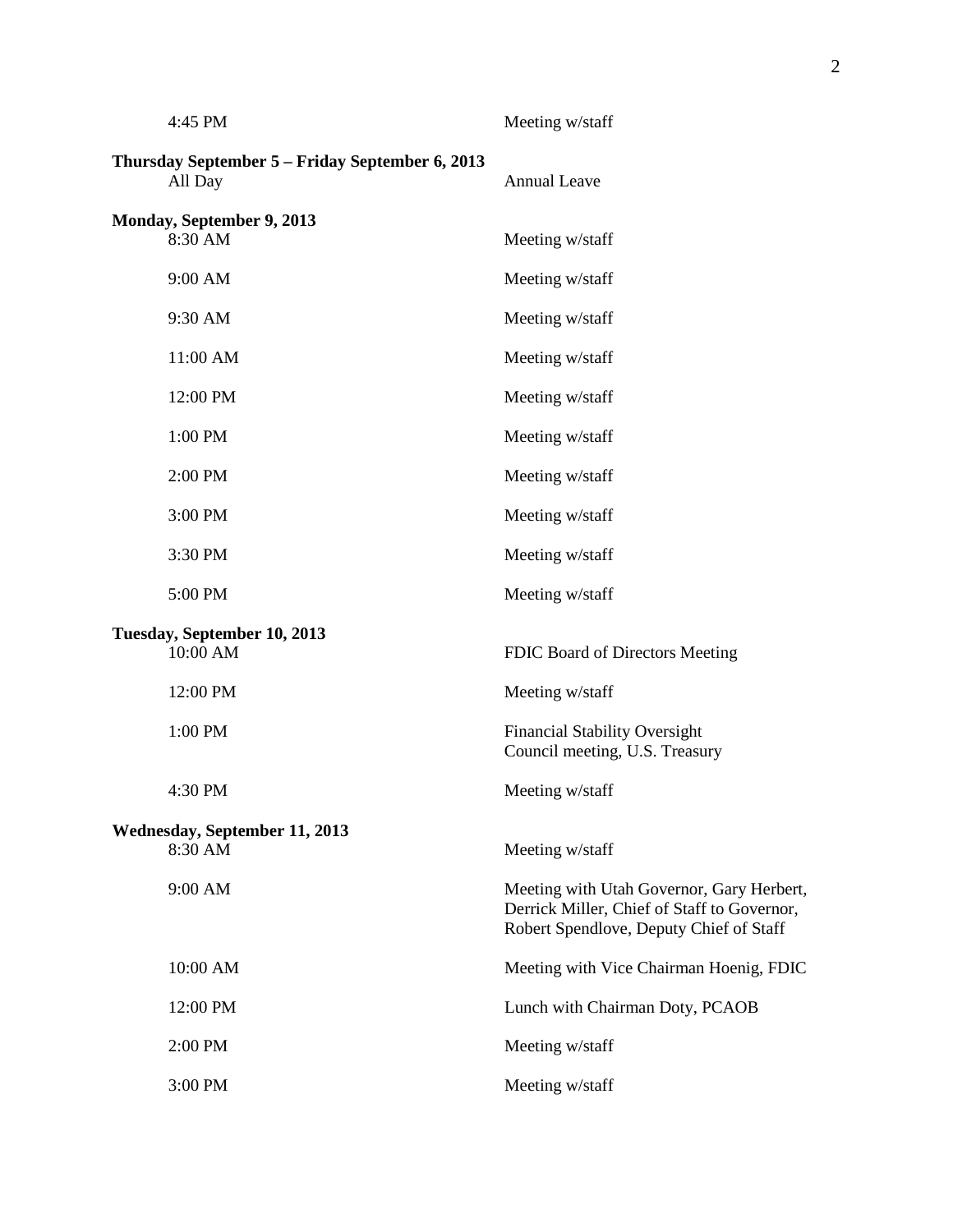| | |
|---|---|
| 4:45 PM | Meeting w/staff |

**Thursday September 5 – Friday September 6, 2013**

| | |
|---|---|
| All Day | Annual Leave |

**Monday, September 9, 2013**

| | |
|---|---|
| 8:30 AM | Meeting w/staff |
| 9:00 AM | Meeting w/staff |
| 9:30 AM | Meeting w/staff |
| 11:00 AM | Meeting w/staff |
| 12:00 PM | Meeting w/staff |
| 1:00 PM | Meeting w/staff |
| 2:00 PM | Meeting w/staff |
| 3:00 PM | Meeting w/staff |
| 3:30 PM | Meeting w/staff |
| 5:00 PM | Meeting w/staff |

**Tuesday, September 10, 2013**

| | |
|---|---|
| 10:00 AM | FDIC Board of Directors Meeting |
| 12:00 PM | Meeting w/staff |
| 1:00 PM | Financial Stability Oversight Council meeting, U.S. Treasury |
| 4:30 PM | Meeting w/staff |

**Wednesday, September 11, 2013**

| | |
|---|---|
| 8:30 AM | Meeting w/staff |
| 9:00 AM | Meeting with Utah Governor, Gary Herbert, Derrick Miller, Chief of Staff to Governor, Robert Spendlove, Deputy Chief of Staff |
| 10:00 AM | Meeting with Vice Chairman Hoenig, FDIC |
| 12:00 PM | Lunch with Chairman Doty, PCAOB |
| 2:00 PM | Meeting w/staff |
| 3:00 PM | Meeting w/staff |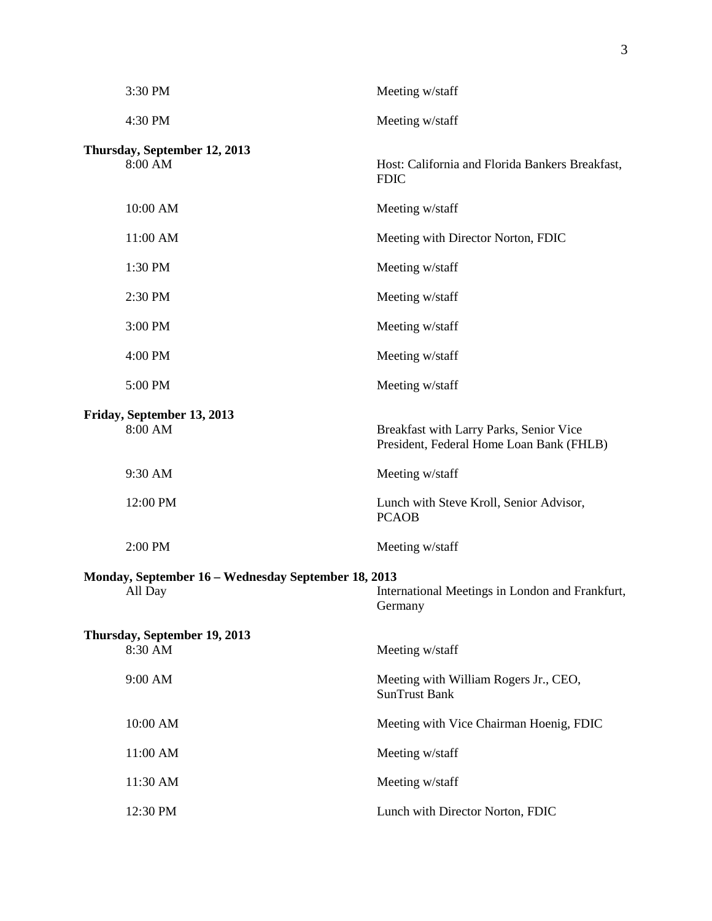| | |
|---|---|
| 3:30 PM | Meeting w/staff |
| 4:30 PM | Meeting w/staff |

**Thursday, September 12, 2013**

| | |
|---|---|
| 8:00 AM | Host: California and Florida Bankers Breakfast, FDIC |
| 10:00 AM | Meeting w/staff |
| 11:00 AM | Meeting with Director Norton, FDIC |
| 1:30 PM | Meeting w/staff |
| 2:30 PM | Meeting w/staff |
| 3:00 PM | Meeting w/staff |
| 4:00 PM | Meeting w/staff |
| 5:00 PM | Meeting w/staff |

**Friday, September 13, 2013**

| | |
|---|---|
| 8:00 AM | Breakfast with Larry Parks, Senior Vice President, Federal Home Loan Bank (FHLB) |
| 9:30 AM | Meeting w/staff |
| 12:00 PM | Lunch with Steve Kroll, Senior Advisor, PCAOB |
| 2:00 PM | Meeting w/staff |

**Monday, September 16 – Wednesday September 18, 2013**

| | |
|---|---|
| All Day | International Meetings in London and Frankfurt, Germany |

**Thursday, September 19, 2013**

| | |
|---|---|
| 8:30 AM | Meeting w/staff |
| 9:00 AM | Meeting with William Rogers Jr., CEO, SunTrust Bank |
| 10:00 AM | Meeting with Vice Chairman Hoenig, FDIC |
| 11:00 AM | Meeting w/staff |
| 11:30 AM | Meeting w/staff |
| 12:30 PM | Lunch with Director Norton, FDIC |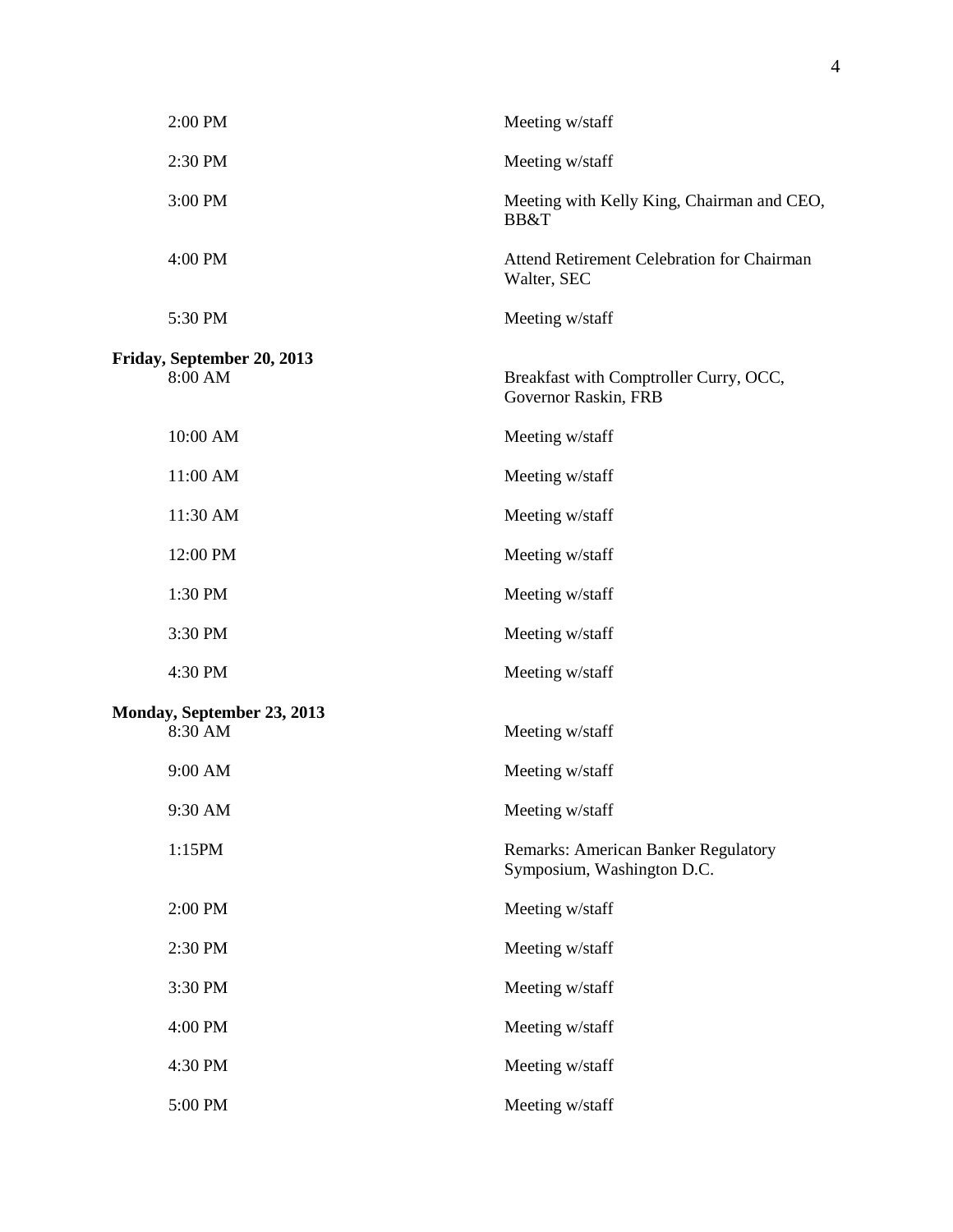| | |
|---|---|
| 2:00 PM | Meeting w/staff |
| 2:30 PM | Meeting w/staff |
| 3:00 PM | Meeting with Kelly King, Chairman and CEO, BB&T |
| 4:00 PM | Attend Retirement Celebration for Chairman Walter, SEC |
| 5:30 PM | Meeting w/staff |

**Friday, September 20, 2013**

| | |
|---|---|
| 8:00 AM | Breakfast with Comptroller Curry, OCC, Governor Raskin, FRB |
| 10:00 AM | Meeting w/staff |
| 11:00 AM | Meeting w/staff |
| 11:30 AM | Meeting w/staff |
| 12:00 PM | Meeting w/staff |
| 1:30 PM | Meeting w/staff |
| 3:30 PM | Meeting w/staff |
| 4:30 PM | Meeting w/staff |

**Monday, September 23, 2013**

| | |
|---|---|
| 8:30 AM | Meeting w/staff |
| 9:00 AM | Meeting w/staff |
| 9:30 AM | Meeting w/staff |
| 1:15PM | Remarks: American Banker Regulatory Symposium, Washington D.C. |
| 2:00 PM | Meeting w/staff |
| 2:30 PM | Meeting w/staff |
| 3:30 PM | Meeting w/staff |
| 4:00 PM | Meeting w/staff |
| 4:30 PM | Meeting w/staff |
| 5:00 PM | Meeting w/staff |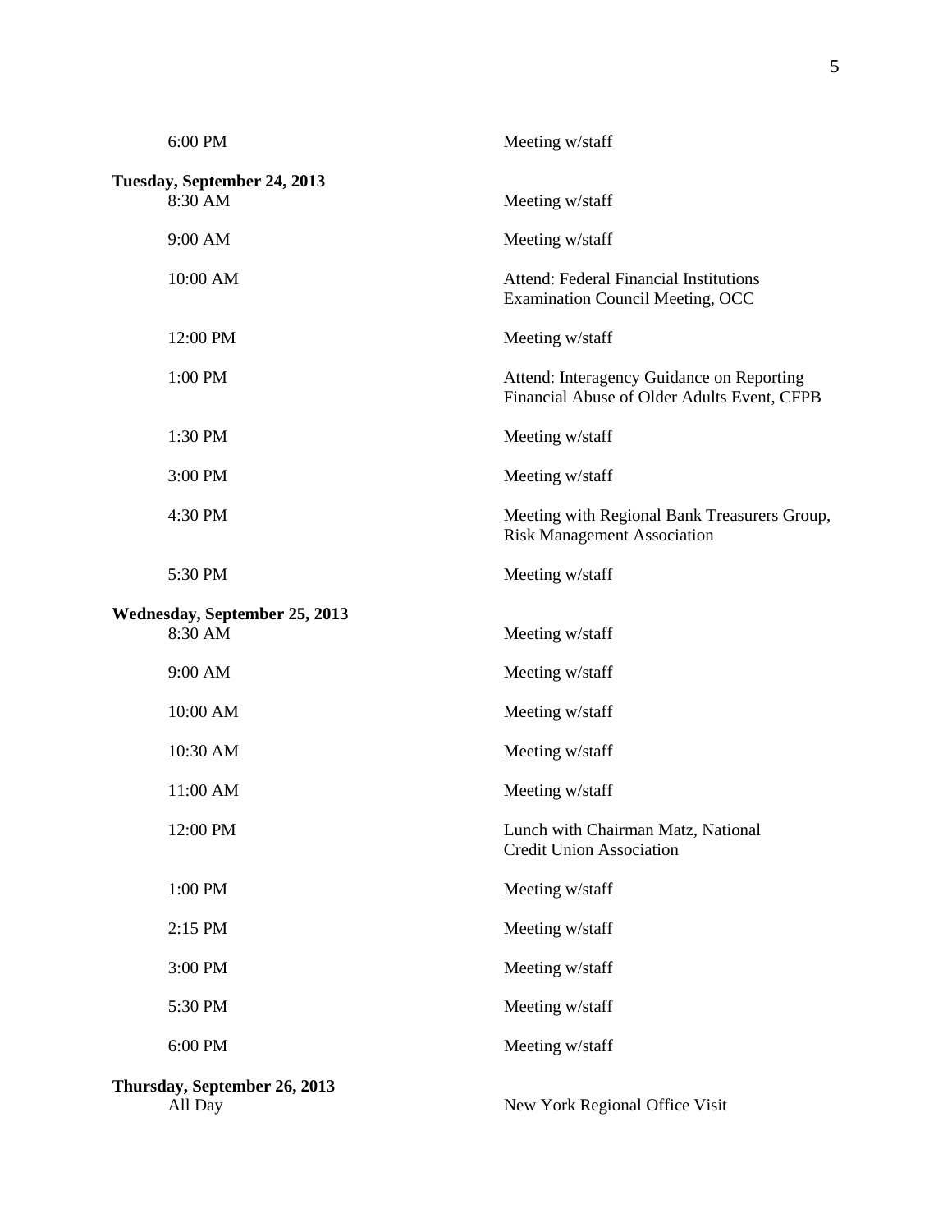| | |
|---|---|
| 6:00 PM | Meeting w/staff |

**Tuesday, September 24, 2013**

| | |
|---|---|
| 8:30 AM | Meeting w/staff |
| 9:00 AM | Meeting w/staff |
| 10:00 AM | Attend: Federal Financial Institutions Examination Council Meeting, OCC |
| 12:00 PM | Meeting w/staff |
| 1:00 PM | Attend: Interagency Guidance on Reporting Financial Abuse of Older Adults Event, CFPB |
| 1:30 PM | Meeting w/staff |
| 3:00 PM | Meeting w/staff |
| 4:30 PM | Meeting with Regional Bank Treasurers Group, Risk Management Association |
| 5:30 PM | Meeting w/staff |

**Wednesday, September 25, 2013**

| | |
|---|---|
| 8:30 AM | Meeting w/staff |
| 9:00 AM | Meeting w/staff |
| 10:00 AM | Meeting w/staff |
| 10:30 AM | Meeting w/staff |
| 11:00 AM | Meeting w/staff |
| 12:00 PM | Lunch with Chairman Matz, National Credit Union Association |
| 1:00 PM | Meeting w/staff |
| 2:15 PM | Meeting w/staff |
| 3:00 PM | Meeting w/staff |
| 5:30 PM | Meeting w/staff |
| 6:00 PM | Meeting w/staff |

**Thursday, September 26, 2013**

| | |
|---|---|
| All Day | New York Regional Office Visit |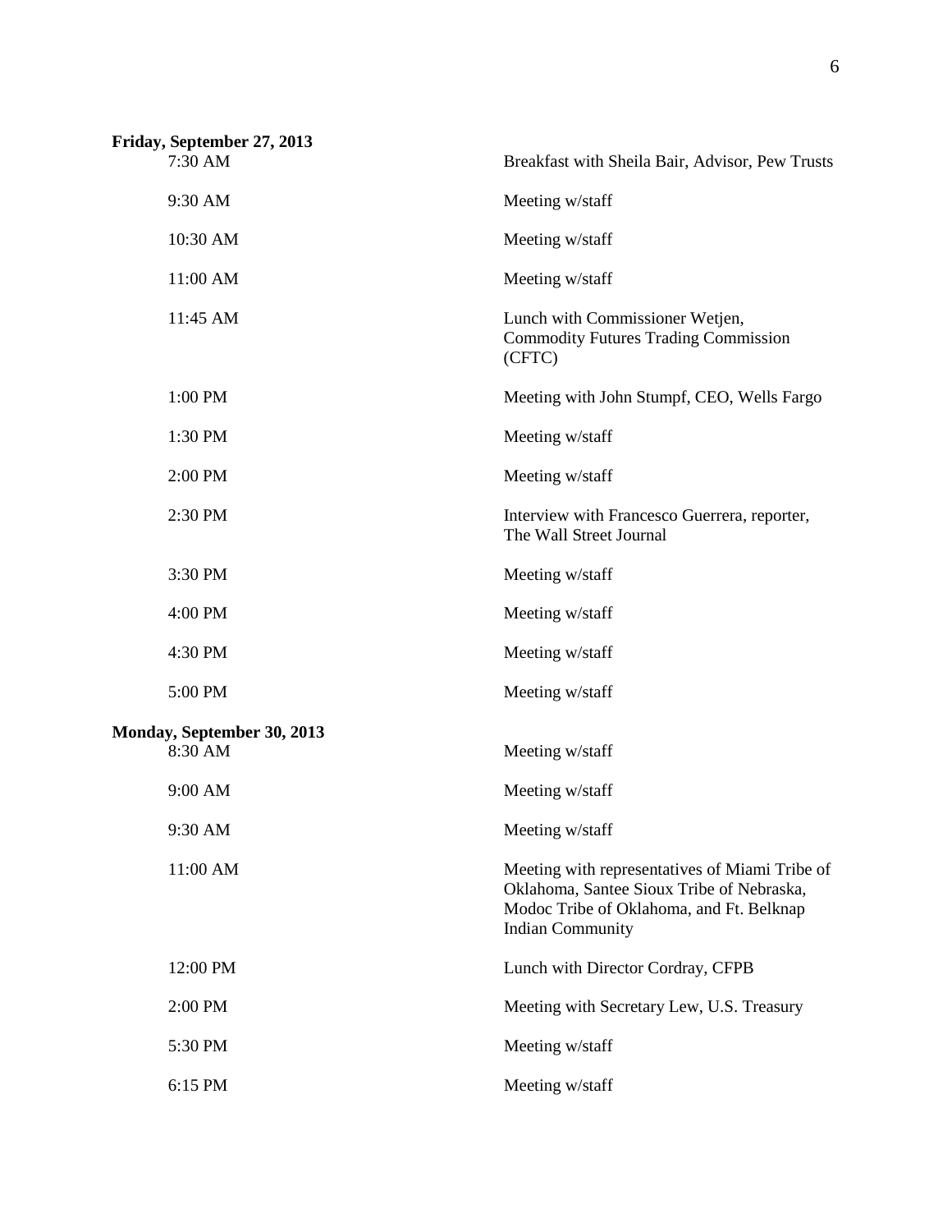**Friday, September 27, 2013**

| | |
|---|---|
| 7:30 AM | Breakfast with Sheila Bair, Advisor, Pew Trusts |
| 9:30 AM | Meeting w/staff |
| 10:30 AM | Meeting w/staff |
| 11:00 AM | Meeting w/staff |
| 11:45 AM | Lunch with Commissioner Wetjen, Commodity Futures Trading Commission (CFTC) |
| 1:00 PM | Meeting with John Stumpf, CEO, Wells Fargo |
| 1:30 PM | Meeting w/staff |
| 2:00 PM | Meeting w/staff |
| 2:30 PM | Interview with Francesco Guerrera, reporter, The Wall Street Journal |
| 3:30 PM | Meeting w/staff |
| 4:00 PM | Meeting w/staff |
| 4:30 PM | Meeting w/staff |
| 5:00 PM | Meeting w/staff |

**Monday, September 30, 2013**

| | |
|---|---|
| 8:30 AM | Meeting w/staff |
| 9:00 AM | Meeting w/staff |
| 9:30 AM | Meeting w/staff |
| 11:00 AM | Meeting with representatives of Miami Tribe of Oklahoma, Santee Sioux Tribe of Nebraska, Modoc Tribe of Oklahoma, and Ft. Belknap Indian Community |
| 12:00 PM | Lunch with Director Cordray, CFPB |
| 2:00 PM | Meeting with Secretary Lew, U.S. Treasury |
| 5:30 PM | Meeting w/staff |
| 6:15 PM | Meeting w/staff |